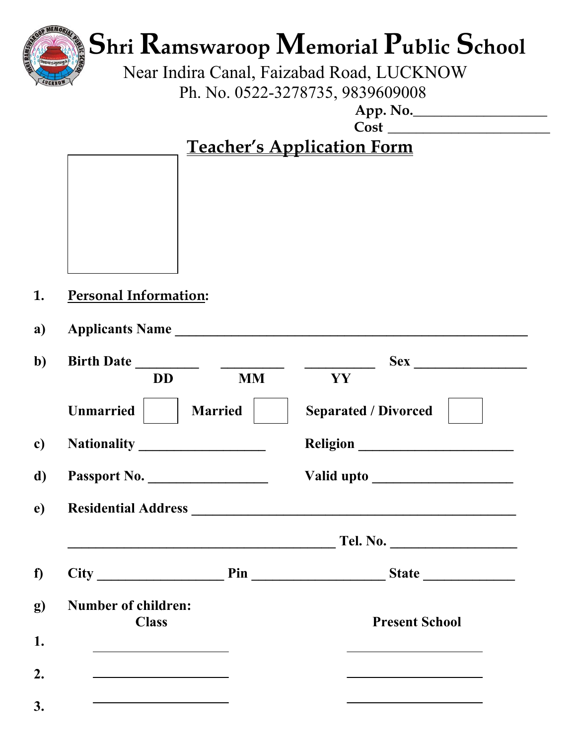# Shri Ramswaroop Memorial Public School

Near Indira Canal, Faizabad Road, LUCKNOW

Ph. No. 0522-3278735, 9839609008

**App. No.**___________________

**Cost** _______________________

## Teacher's Application Form

**1. Personal Information:**

**a) Applicants Name** ________________________________________________________

**b) Birth Date** _________ _________ __________ **Sex** ________________

**DD MM YY**

**Unmarried** ☐ **Married** ☐ **Separated / Divorced** ☐

**c) Nationality** __________________ **Religion** ______________________

**d) Passport No.** _________________ **Valid upto** ____________________

**e) Residential Address** ______________________________________________

_______________________________________ **Tel. No.** __________________

**f) City** __________________ **Pin** ___________________ **State** _____________

**g) Number of children:**

| | Class | Present School |
|---|---|---|
| 1. | ____________________ | ____________________ |
| 2. | ____________________ | ____________________ |
| 3. | ____________________ | ____________________ |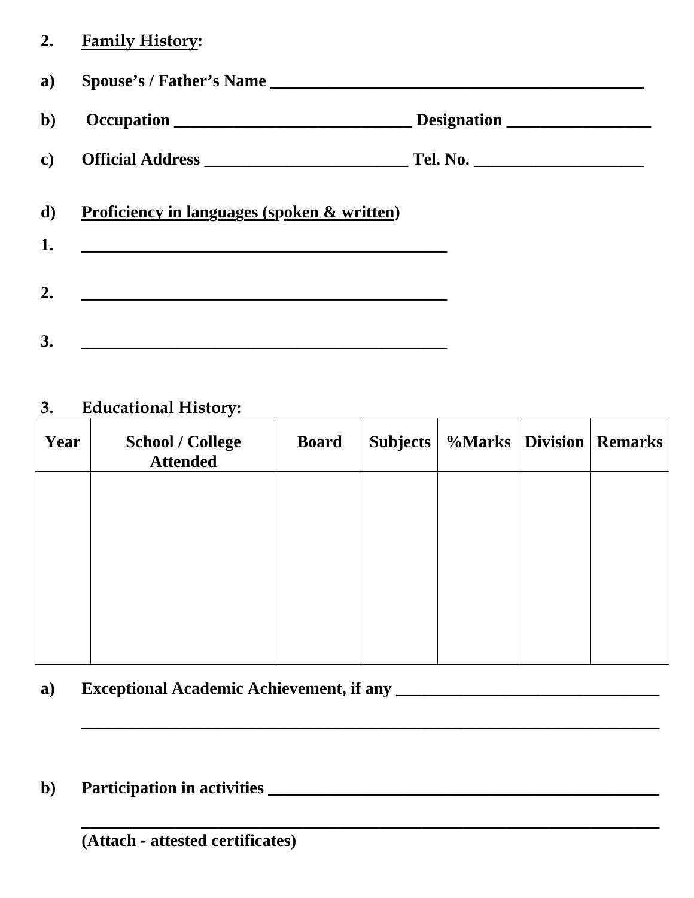**2. <u>Family History</u>:**

**a) Spouse's / Father's Name ____________________________________________**

**b) Occupation ____________________________ Designation _________________**

**c) Official Address ________________________ Tel. No. ____________________**

**d) <u>Proficiency in languages (spoken & written)</u>**

**1. ____________________________________________**

**2. ____________________________________________**

**3. ____________________________________________**

**3. Educational History:**

| Year | School / College Attended | Board | Subjects | %Marks | Division | Remarks |
|---|---|---|---|---|---|---|
| | | | | | | |

**a) Exceptional Academic Achievement, if any _______________________________**

**_____________________________________________________________________**

**b) Participation in activities _______________________________________________**

**_____________________________________________________________________**

**(Attach - attested certificates)**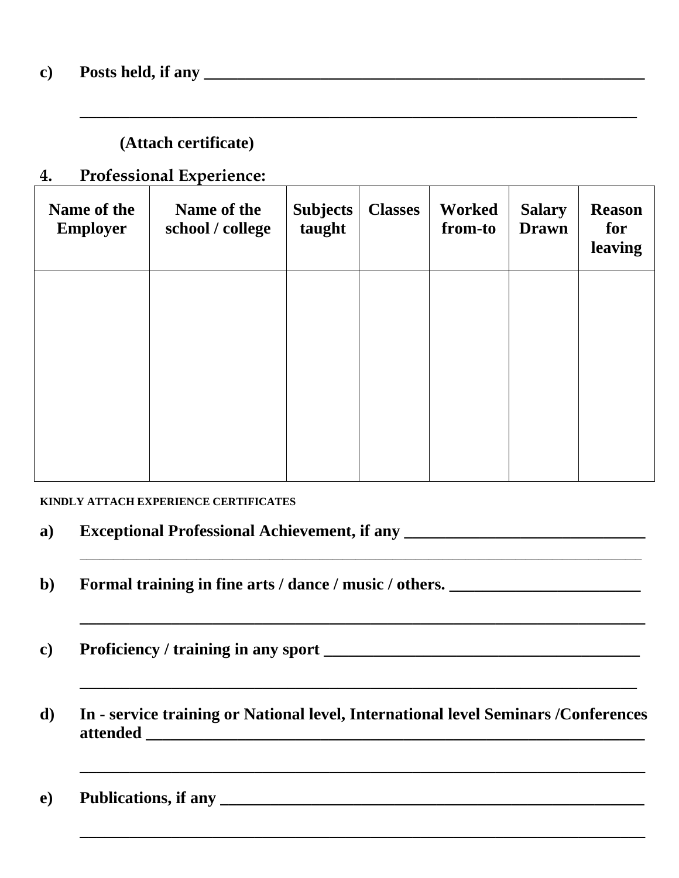**c) Posts held, if any** ______________________________________________________

______________________________________________________________________

**(Attach certificate)**

## 4. Professional Experience:

| Name of the Employer | Name of the school / college | Subjects taught | Classes | Worked from-to | Salary Drawn | Reason for leaving |
|---|---|---|---|---|---|---|
| | | | | | | |

**KINDLY ATTACH EXPERIENCE CERTIFICATES**

**a) Exceptional Professional Achievement, if any** ______________________________

______________________________________________________________________

**b) Formal training in fine arts / dance / music / others.** ________________________

______________________________________________________________________

**c) Proficiency / training in any sport** ________________________________________

______________________________________________________________________

**d) In - service training or National level, International level Seminars /Conferences attended** ______________________________________________________________

______________________________________________________________________

**e) Publications, if any** ___________________________________________________

______________________________________________________________________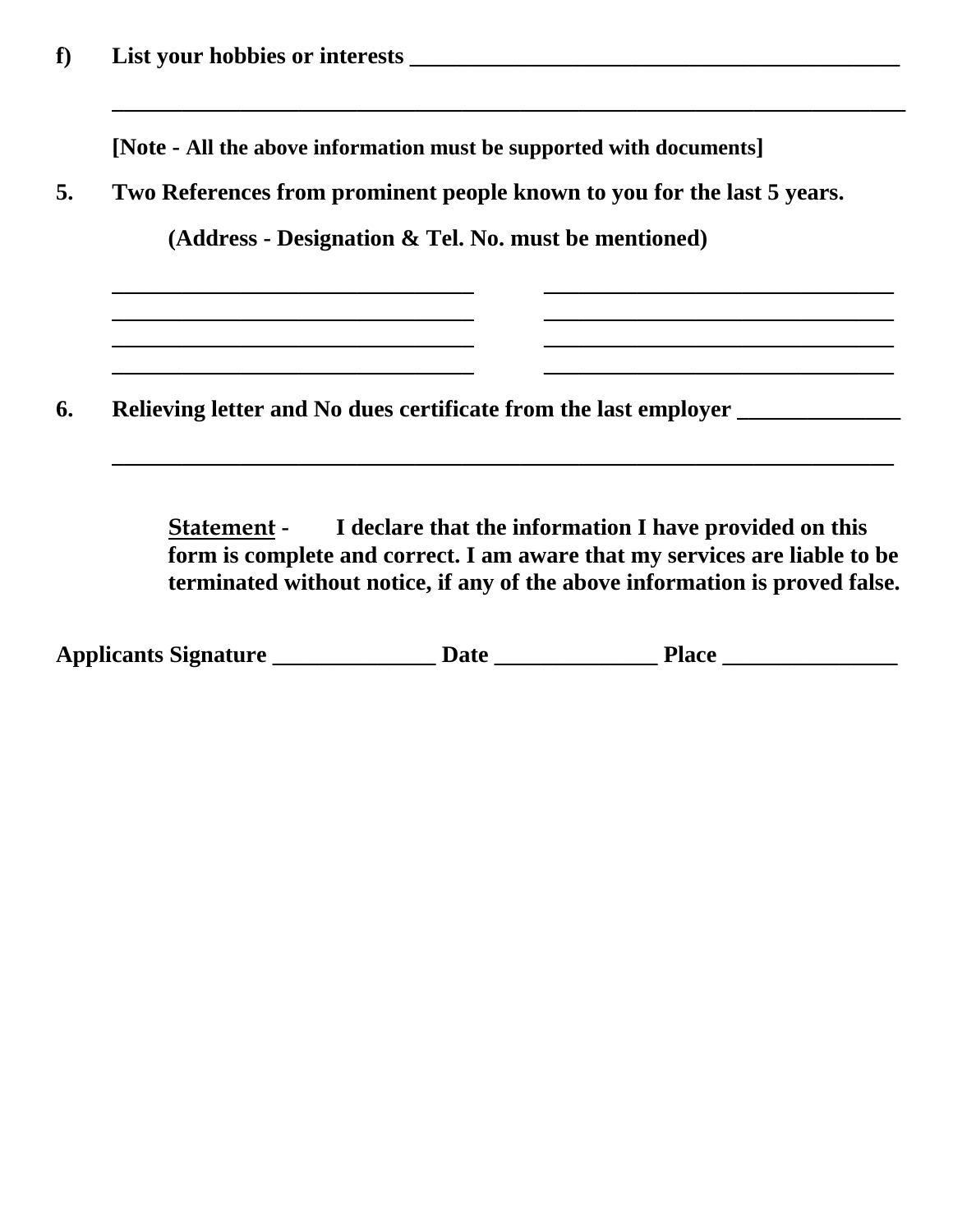**f) List your hobbies or interests ____________________________________________**

**_________________________________________________________________________**

**[Note - All the above information must be supported with documents]**

**5. Two References from prominent people known to you for the last 5 years.**

**(Address - Designation & Tel. No. must be mentioned)**

**_________________________________ _________________________________**
**_________________________________ _________________________________**
**_________________________________ _________________________________**
**_________________________________ _________________________________**

**6. Relieving letter and No dues certificate from the last employer ______________**

**_________________________________________________________________________**

**Statement - I declare that the information I have provided on this form is complete and correct. I am aware that my services are liable to be terminated without notice, if any of the above information is proved false.**

**Applicants Signature ______________ Date ______________ Place _______________**